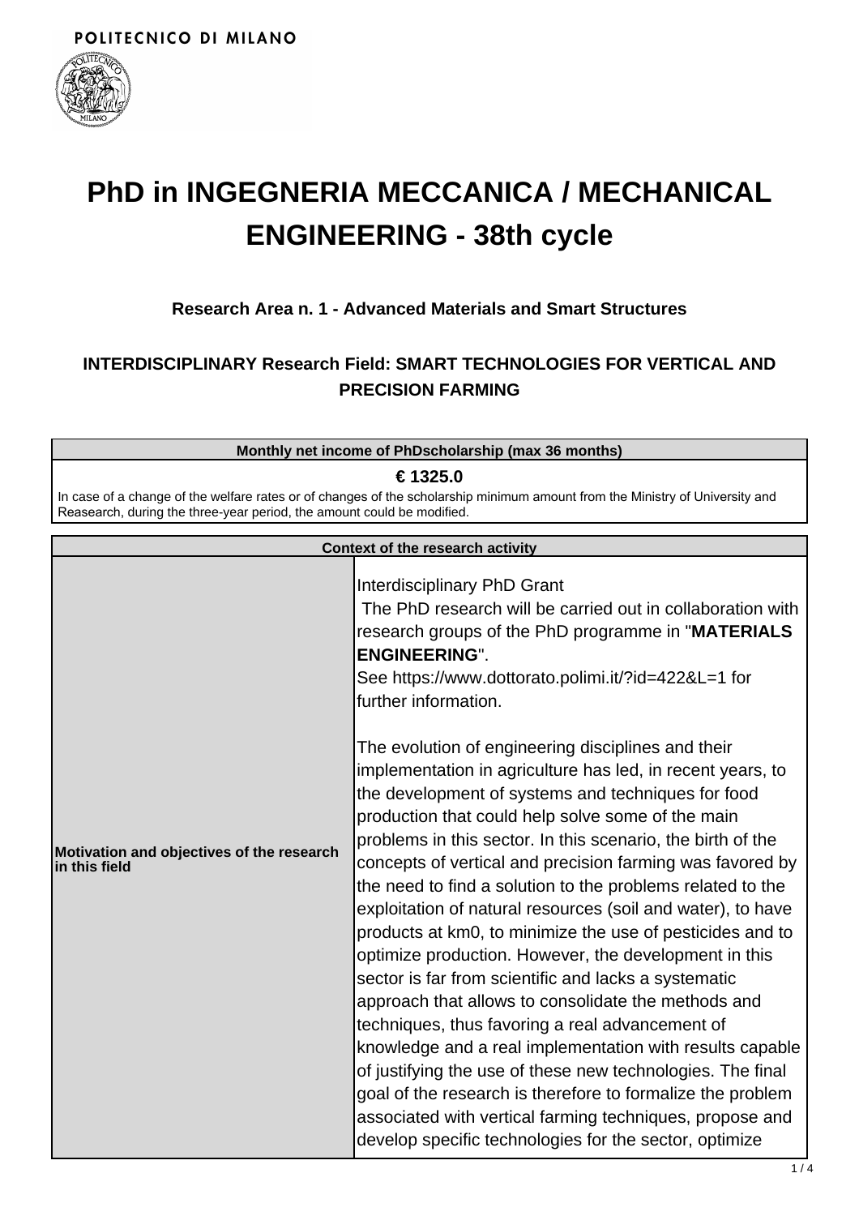POLITECNICO DI MILANO

# PhD in INGEGNERIA MECCANICA / MECHANICAL ENGINEERING - 38th cycle

### Research Area n. 1 - Advanced Materials and Smart Structures

### INTERDISCIPLINARY Research Field: SMART TECHNOLOGIES FOR VERTICAL AND PRECISION FARMING

| Monthly net income of PhDscholarship (max 36 months) |
|---|
| **€ 1325.0** |
| In case of a change of the welfare rates or of changes of the scholarship minimum amount from the Ministry of University and Reasearch, during the three-year period, the amount could be modified. |

| Context of the research activity | |
|---|---|
| **Motivation and objectives of the research in this field** | Interdisciplinary PhD Grant<br>The PhD research will be carried out in collaboration with research groups of the PhD programme in "**MATERIALS ENGINEERING**".<br>See https://www.dottorato.polimi.it/?id=422&L=1 for further information.<br><br>The evolution of engineering disciplines and their implementation in agriculture has led, in recent years, to the development of systems and techniques for food production that could help solve some of the main problems in this sector. In this scenario, the birth of the concepts of vertical and precision farming was favored by the need to find a solution to the problems related to the exploitation of natural resources (soil and water), to have products at km0, to minimize the use of pesticides and to optimize production. However, the development in this sector is far from scientific and lacks a systematic approach that allows to consolidate the methods and techniques, thus favoring a real advancement of knowledge and a real implementation with results capable of justifying the use of these new technologies. The final goal of the research is therefore to formalize the problem associated with vertical farming techniques, propose and develop specific technologies for the sector, optimize |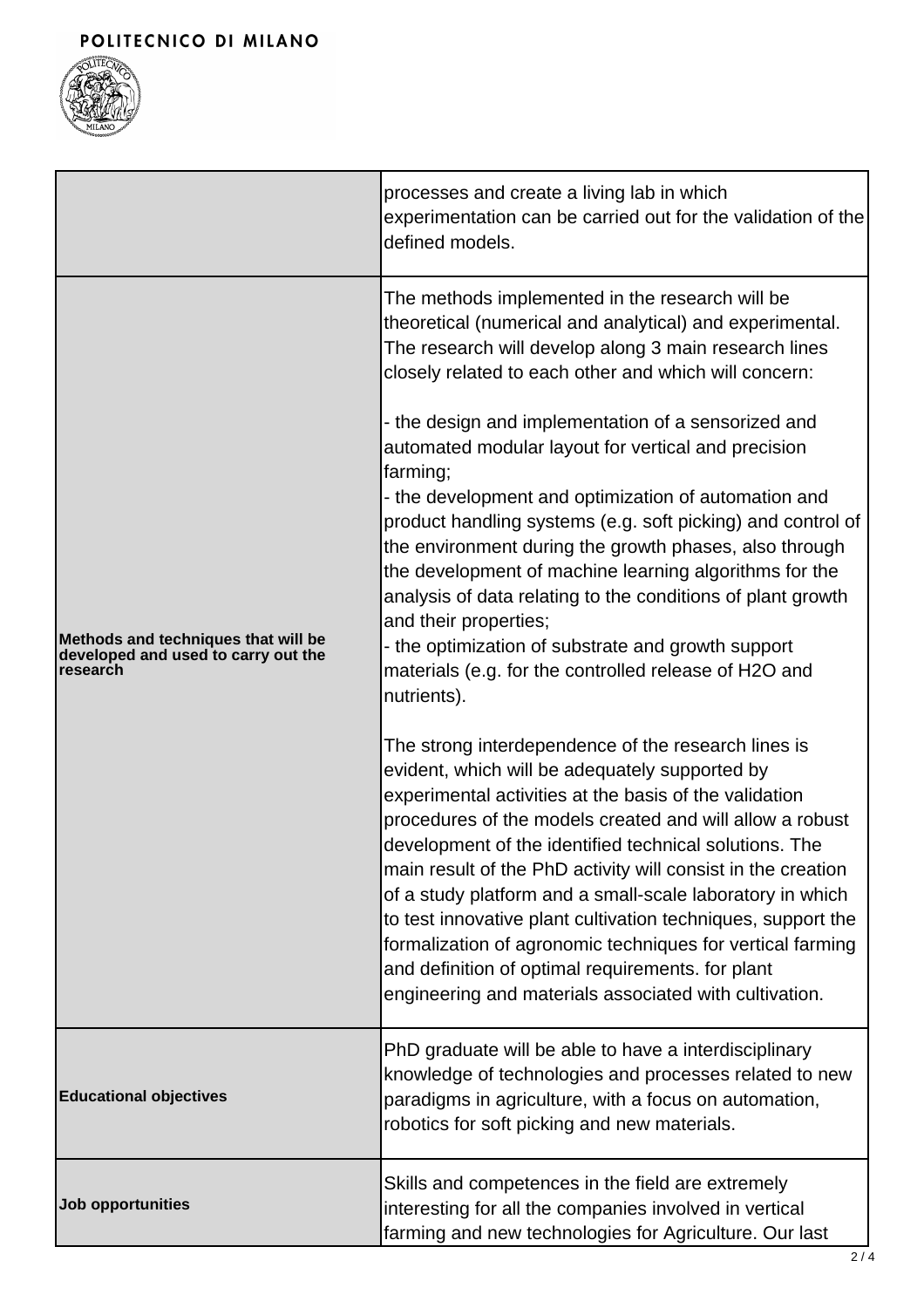| | |
|---|---|
| | processes and create a living lab in which experimentation can be carried out for the validation of the defined models. |
| **Methods and techniques that will be developed and used to carry out the research** | The methods implemented in the research will be theoretical (numerical and analytical) and experimental. The research will develop along 3 main research lines closely related to each other and which will concern:<br><br>- the design and implementation of a sensorized and automated modular layout for vertical and precision farming;<br>- the development and optimization of automation and product handling systems (e.g. soft picking) and control of the environment during the growth phases, also through the development of machine learning algorithms for the analysis of data relating to the conditions of plant growth and their properties;<br>- the optimization of substrate and growth support materials (e.g. for the controlled release of $H_2O$ and nutrients).<br><br>The strong interdependence of the research lines is evident, which will be adequately supported by experimental activities at the basis of the validation procedures of the models created and will allow a robust development of the identified technical solutions. The main result of the PhD activity will consist in the creation of a study platform and a small-scale laboratory in which to test innovative plant cultivation techniques, support the formalization of agronomic techniques for vertical farming and definition of optimal requirements. for plant engineering and materials associated with cultivation. |
| **Educational objectives** | PhD graduate will be able to have a interdisciplinary knowledge of technologies and processes related to new paradigms in agriculture, with a focus on automation, robotics for soft picking and new materials. |
| **Job opportunities** | Skills and competences in the field are extremely interesting for all the companies involved in vertical farming and new technologies for Agriculture. Our last |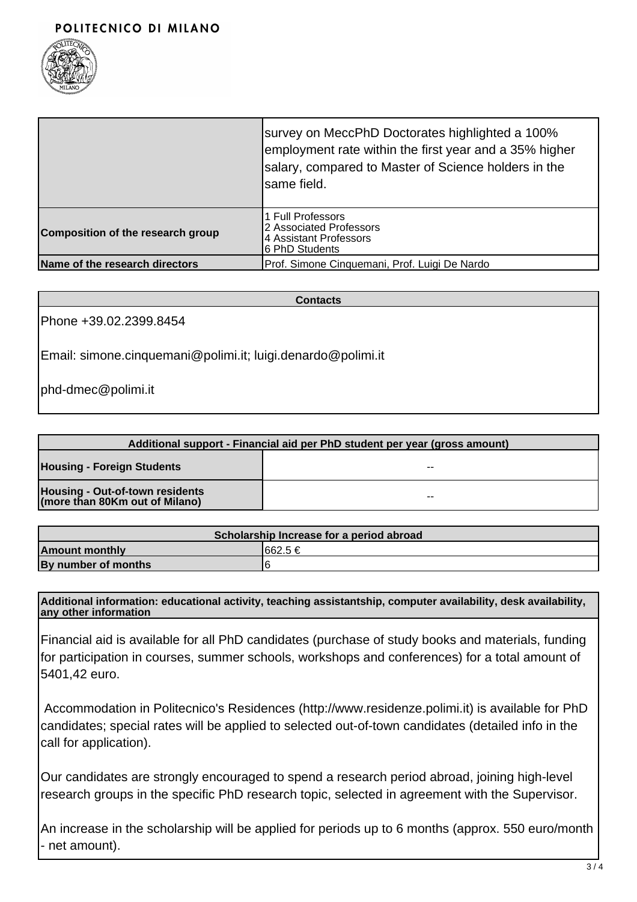| | |
|---|---|
| | survey on MeccPhD Doctorates highlighted a 100% employment rate within the first year and a 35% higher salary, compared to Master of Science holders in the same field. |
| **Composition of the research group** | 1 Full Professors<br>2 Associated Professors<br>4 Assistant Professors<br>6 PhD Students |
| **Name of the research directors** | Prof. Simone Cinquemani, Prof. Luigi De Nardo |

| **Contacts** |
|---|
| Phone +39.02.2399.8454<br><br>Email: simone.cinquemani@polimi.it; luigi.denardo@polimi.it<br><br>phd-dmec@polimi.it |

| **Additional support - Financial aid per PhD student per year (gross amount)** | |
|---|---|
| **Housing - Foreign Students** | -- |
| **Housing - Out-of-town residents (more than 80Km out of Milano)** | -- |

| **Scholarship Increase for a period abroad** | |
|---|---|
| **Amount monthly** | 662.5 € |
| **By number of months** | 6 |

| **Additional information: educational activity, teaching assistantship, computer availability, desk availability, any other information** |
|---|
| Financial aid is available for all PhD candidates (purchase of study books and materials, funding for participation in courses, summer schools, workshops and conferences) for a total amount of 5401,42 euro.<br><br>Accommodation in Politecnico's Residences (http://www.residenze.polimi.it) is available for PhD candidates; special rates will be applied to selected out-of-town candidates (detailed info in the call for application).<br><br>Our candidates are strongly encouraged to spend a research period abroad, joining high-level research groups in the specific PhD research topic, selected in agreement with the Supervisor.<br><br>An increase in the scholarship will be applied for periods up to 6 months (approx. 550 euro/month - net amount). |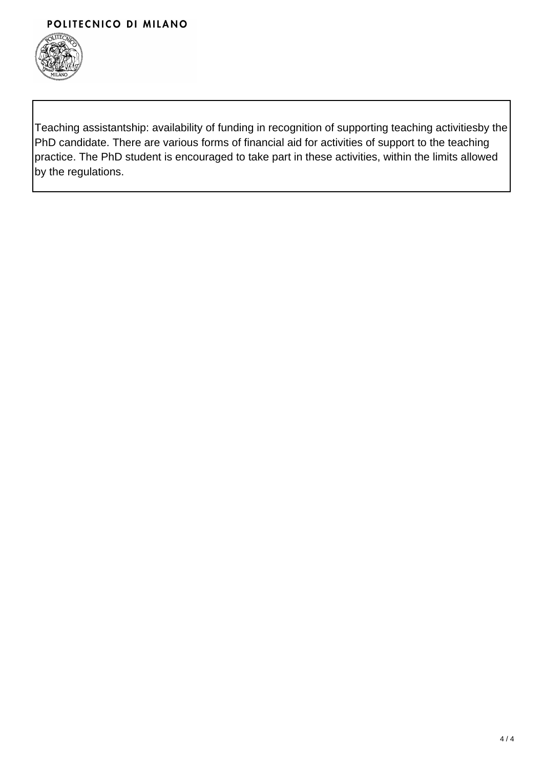Teaching assistantship: availability of funding in recognition of supporting teaching activitiesby the PhD candidate. There are various forms of financial aid for activities of support to the teaching practice. The PhD student is encouraged to take part in these activities, within the limits allowed by the regulations.